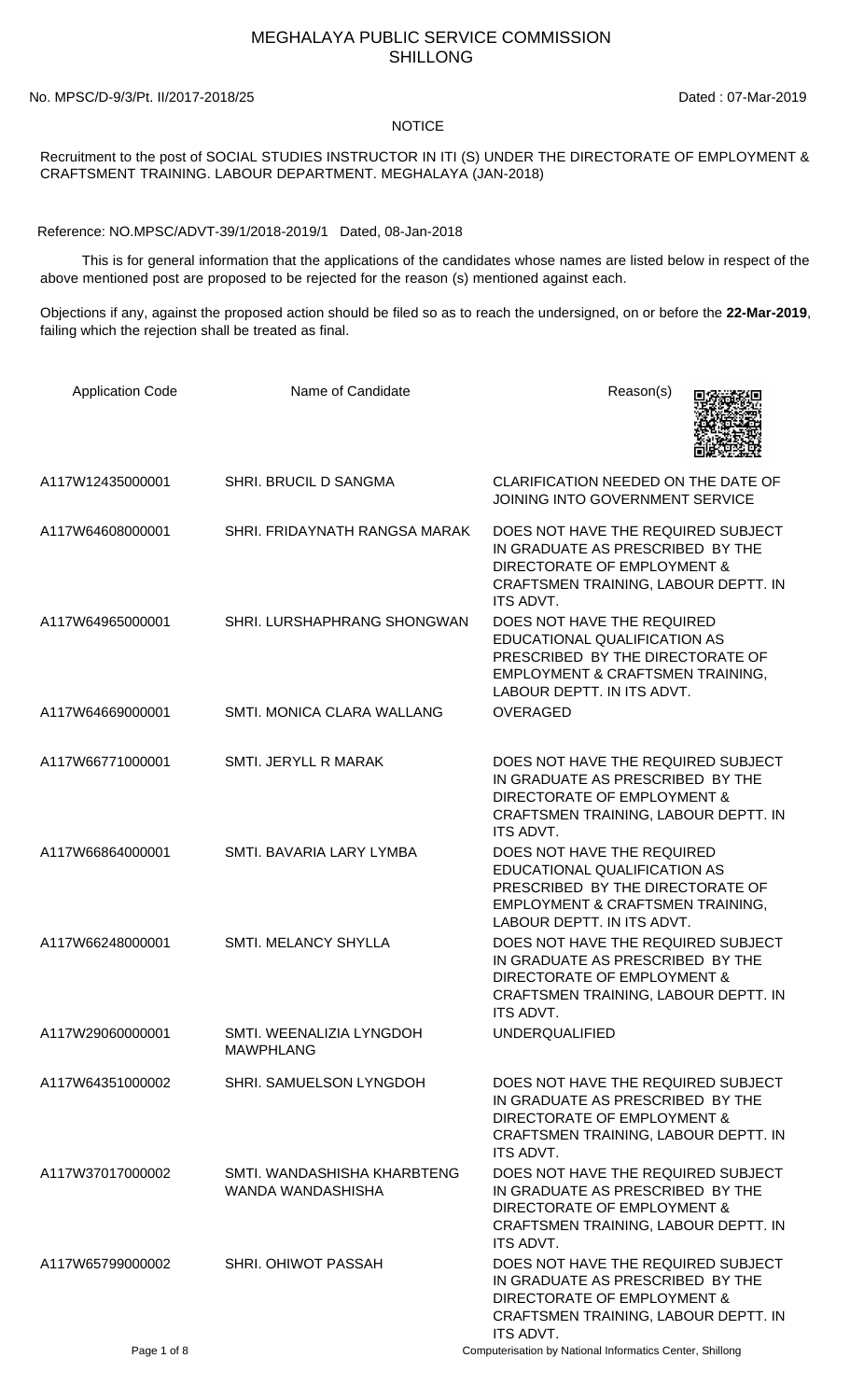# MEGHALAYA PUBLIC SERVICE COMMISSION
## SHILLONG

No. MPSC/D-9/3/Pt. II/2017-2018/25

Dated : 07-Mar-2019

NOTICE

Recruitment to the post of SOCIAL STUDIES INSTRUCTOR IN ITI (S) UNDER THE DIRECTORATE OF EMPLOYMENT & CRAFTSMENT TRAINING. LABOUR DEPARTMENT. MEGHALAYA (JAN-2018)

Reference: NO.MPSC/ADVT-39/1/2018-2019/1 Dated, 08-Jan-2018

This is for general information that the applications of the candidates whose names are listed below in respect of the above mentioned post are proposed to be rejected for the reason (s) mentioned against each.

Objections if any, against the proposed action should be filed so as to reach the undersigned, on or before the **22-Mar-2019**, failing which the rejection shall be treated as final.

| Application Code | Name of Candidate | Reason(s) |
|---|---|---|
| A117W12435000001 | SHRI. BRUCIL D SANGMA | CLARIFICATION NEEDED ON THE DATE OF JOINING INTO GOVERNMENT SERVICE |
| A117W64608000001 | SHRI. FRIDAYNATH RANGSA MARAK | DOES NOT HAVE THE REQUIRED SUBJECT IN GRADUATE AS PRESCRIBED BY THE DIRECTORATE OF EMPLOYMENT & CRAFTSMEN TRAINING, LABOUR DEPTT. IN ITS ADVT. |
| A117W64965000001 | SHRI. LURSHAPHRANG SHONGWAN | DOES NOT HAVE THE REQUIRED EDUCATIONAL QUALIFICATION AS PRESCRIBED BY THE DIRECTORATE OF EMPLOYMENT & CRAFTSMEN TRAINING, LABOUR DEPTT. IN ITS ADVT. |
| A117W64669000001 | SMTI. MONICA CLARA WALLANG | OVERAGED |
| A117W66771000001 | SMTI. JERYLL R MARAK | DOES NOT HAVE THE REQUIRED SUBJECT IN GRADUATE AS PRESCRIBED BY THE DIRECTORATE OF EMPLOYMENT & CRAFTSMEN TRAINING, LABOUR DEPTT. IN ITS ADVT. |
| A117W66864000001 | SMTI. BAVARIA LARY LYMBA | DOES NOT HAVE THE REQUIRED EDUCATIONAL QUALIFICATION AS PRESCRIBED BY THE DIRECTORATE OF EMPLOYMENT & CRAFTSMEN TRAINING, LABOUR DEPTT. IN ITS ADVT. |
| A117W66248000001 | SMTI. MELANCY SHYLLA | DOES NOT HAVE THE REQUIRED SUBJECT IN GRADUATE AS PRESCRIBED BY THE DIRECTORATE OF EMPLOYMENT & CRAFTSMEN TRAINING, LABOUR DEPTT. IN ITS ADVT. |
| A117W29060000001 | SMTI. WEENALIZIA LYNGDOH MAWPHLANG | UNDERQUALIFIED |
| A117W64351000002 | SHRI. SAMUELSON LYNGDOH | DOES NOT HAVE THE REQUIRED SUBJECT IN GRADUATE AS PRESCRIBED BY THE DIRECTORATE OF EMPLOYMENT & CRAFTSMEN TRAINING, LABOUR DEPTT. IN ITS ADVT. |
| A117W37017000002 | SMTI. WANDASHISHA KHARBTENG WANDA WANDASHISHA | DOES NOT HAVE THE REQUIRED SUBJECT IN GRADUATE AS PRESCRIBED BY THE DIRECTORATE OF EMPLOYMENT & CRAFTSMEN TRAINING, LABOUR DEPTT. IN ITS ADVT. |
| A117W65799000002 | SHRI. OHIWOT PASSAH | DOES NOT HAVE THE REQUIRED SUBJECT IN GRADUATE AS PRESCRIBED BY THE DIRECTORATE OF EMPLOYMENT & CRAFTSMEN TRAINING, LABOUR DEPTT. IN ITS ADVT. |

Computerisation by National Informatics Center, Shillong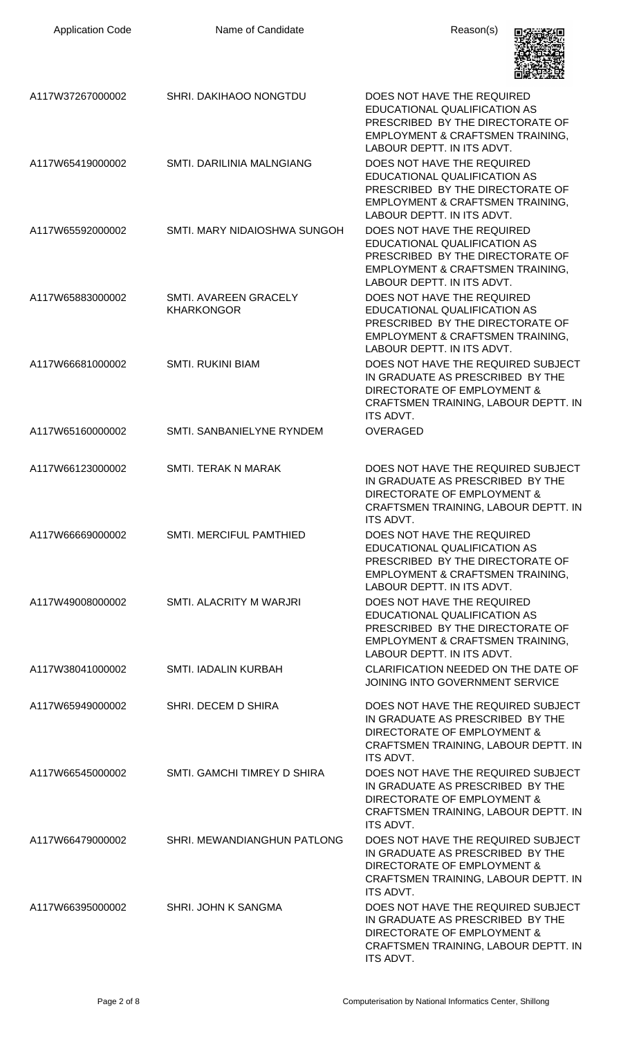| Application Code | Name of Candidate | Reason(s) |
|---|---|---|
| A117W37267000002 | SHRI. DAKIHAOO NONGTDU | DOES NOT HAVE THE REQUIRED EDUCATIONAL QUALIFICATION AS PRESCRIBED BY THE DIRECTORATE OF EMPLOYMENT & CRAFTSMEN TRAINING, LABOUR DEPTT. IN ITS ADVT. |
| A117W65419000002 | SMTI. DARILINIA MALNGIANG | DOES NOT HAVE THE REQUIRED EDUCATIONAL QUALIFICATION AS PRESCRIBED BY THE DIRECTORATE OF EMPLOYMENT & CRAFTSMEN TRAINING, LABOUR DEPTT. IN ITS ADVT. |
| A117W65592000002 | SMTI. MARY NIDAIOSHWA SUNGOH | DOES NOT HAVE THE REQUIRED EDUCATIONAL QUALIFICATION AS PRESCRIBED BY THE DIRECTORATE OF EMPLOYMENT & CRAFTSMEN TRAINING, LABOUR DEPTT. IN ITS ADVT. |
| A117W65883000002 | SMTI. AVAREEN GRACELY KHARKONGOR | DOES NOT HAVE THE REQUIRED EDUCATIONAL QUALIFICATION AS PRESCRIBED BY THE DIRECTORATE OF EMPLOYMENT & CRAFTSMEN TRAINING, LABOUR DEPTT. IN ITS ADVT. |
| A117W66681000002 | SMTI. RUKINI BIAM | DOES NOT HAVE THE REQUIRED SUBJECT IN GRADUATE AS PRESCRIBED BY THE DIRECTORATE OF EMPLOYMENT & CRAFTSMEN TRAINING, LABOUR DEPTT. IN ITS ADVT. |
| A117W65160000002 | SMTI. SANBANIELYNE RYNDEM | OVERAGED |
| A117W66123000002 | SMTI. TERAK N MARAK | DOES NOT HAVE THE REQUIRED SUBJECT IN GRADUATE AS PRESCRIBED BY THE DIRECTORATE OF EMPLOYMENT & CRAFTSMEN TRAINING, LABOUR DEPTT. IN ITS ADVT. |
| A117W66669000002 | SMTI. MERCIFUL PAMTHIED | DOES NOT HAVE THE REQUIRED EDUCATIONAL QUALIFICATION AS PRESCRIBED BY THE DIRECTORATE OF EMPLOYMENT & CRAFTSMEN TRAINING, LABOUR DEPTT. IN ITS ADVT. |
| A117W49008000002 | SMTI. ALACRITY M WARJRI | DOES NOT HAVE THE REQUIRED EDUCATIONAL QUALIFICATION AS PRESCRIBED BY THE DIRECTORATE OF EMPLOYMENT & CRAFTSMEN TRAINING, LABOUR DEPTT. IN ITS ADVT. |
| A117W38041000002 | SMTI. IADALIN KURBAH | CLARIFICATION NEEDED ON THE DATE OF JOINING INTO GOVERNMENT SERVICE |
| A117W65949000002 | SHRI. DECEM D SHIRA | DOES NOT HAVE THE REQUIRED SUBJECT IN GRADUATE AS PRESCRIBED BY THE DIRECTORATE OF EMPLOYMENT & CRAFTSMEN TRAINING, LABOUR DEPTT. IN ITS ADVT. |
| A117W66545000002 | SMTI. GAMCHI TIMREY D SHIRA | DOES NOT HAVE THE REQUIRED SUBJECT IN GRADUATE AS PRESCRIBED BY THE DIRECTORATE OF EMPLOYMENT & CRAFTSMEN TRAINING, LABOUR DEPTT. IN ITS ADVT. |
| A117W66479000002 | SHRI. MEWANDIANGHUN PATLONG | DOES NOT HAVE THE REQUIRED SUBJECT IN GRADUATE AS PRESCRIBED BY THE DIRECTORATE OF EMPLOYMENT & CRAFTSMEN TRAINING, LABOUR DEPTT. IN ITS ADVT. |
| A117W66395000002 | SHRI. JOHN K SANGMA | DOES NOT HAVE THE REQUIRED SUBJECT IN GRADUATE AS PRESCRIBED BY THE DIRECTORATE OF EMPLOYMENT & CRAFTSMEN TRAINING, LABOUR DEPTT. IN ITS ADVT. |

Computerisation by National Informatics Center, Shillong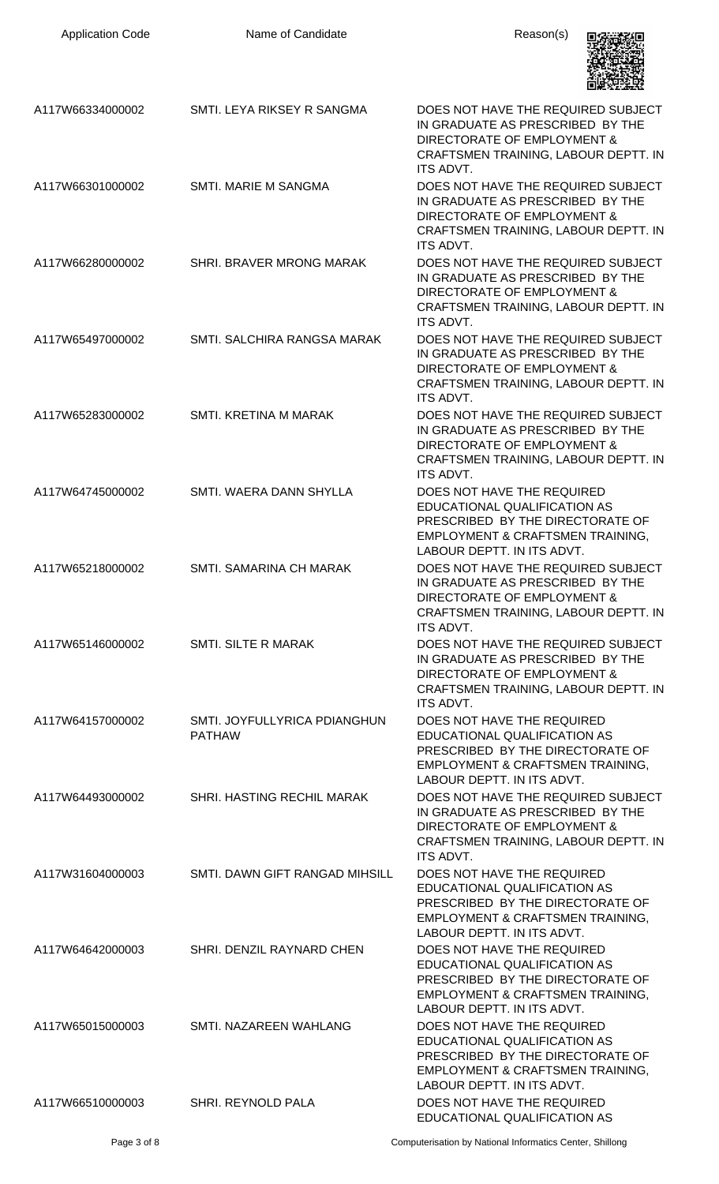| Application Code | Name of Candidate | Reason(s) |
| --- | --- | --- |
| A117W66334000002 | SMTI. LEYA RIKSEY R SANGMA | DOES NOT HAVE THE REQUIRED SUBJECT IN GRADUATE AS PRESCRIBED BY THE DIRECTORATE OF EMPLOYMENT & CRAFTSMEN TRAINING, LABOUR DEPTT. IN ITS ADVT. |
| A117W66301000002 | SMTI. MARIE M SANGMA | DOES NOT HAVE THE REQUIRED SUBJECT IN GRADUATE AS PRESCRIBED BY THE DIRECTORATE OF EMPLOYMENT & CRAFTSMEN TRAINING, LABOUR DEPTT. IN ITS ADVT. |
| A117W66280000002 | SHRI. BRAVER MRONG MARAK | DOES NOT HAVE THE REQUIRED SUBJECT IN GRADUATE AS PRESCRIBED BY THE DIRECTORATE OF EMPLOYMENT & CRAFTSMEN TRAINING, LABOUR DEPTT. IN ITS ADVT. |
| A117W65497000002 | SMTI. SALCHIRA RANGSA MARAK | DOES NOT HAVE THE REQUIRED SUBJECT IN GRADUATE AS PRESCRIBED BY THE DIRECTORATE OF EMPLOYMENT & CRAFTSMEN TRAINING, LABOUR DEPTT. IN ITS ADVT. |
| A117W65283000002 | SMTI. KRETINA M MARAK | DOES NOT HAVE THE REQUIRED SUBJECT IN GRADUATE AS PRESCRIBED BY THE DIRECTORATE OF EMPLOYMENT & CRAFTSMEN TRAINING, LABOUR DEPTT. IN ITS ADVT. |
| A117W64745000002 | SMTI. WAERA DANN SHYLLA | DOES NOT HAVE THE REQUIRED EDUCATIONAL QUALIFICATION AS PRESCRIBED BY THE DIRECTORATE OF EMPLOYMENT & CRAFTSMEN TRAINING, LABOUR DEPTT. IN ITS ADVT. |
| A117W65218000002 | SMTI. SAMARINA CH MARAK | DOES NOT HAVE THE REQUIRED SUBJECT IN GRADUATE AS PRESCRIBED BY THE DIRECTORATE OF EMPLOYMENT & CRAFTSMEN TRAINING, LABOUR DEPTT. IN ITS ADVT. |
| A117W65146000002 | SMTI. SILTE R MARAK | DOES NOT HAVE THE REQUIRED SUBJECT IN GRADUATE AS PRESCRIBED BY THE DIRECTORATE OF EMPLOYMENT & CRAFTSMEN TRAINING, LABOUR DEPTT. IN ITS ADVT. |
| A117W64157000002 | SMTI. JOYFULLYRICA PDIANGHUN PATHAW | DOES NOT HAVE THE REQUIRED EDUCATIONAL QUALIFICATION AS PRESCRIBED BY THE DIRECTORATE OF EMPLOYMENT & CRAFTSMEN TRAINING, LABOUR DEPTT. IN ITS ADVT. |
| A117W64493000002 | SHRI. HASTING RECHIL MARAK | DOES NOT HAVE THE REQUIRED SUBJECT IN GRADUATE AS PRESCRIBED BY THE DIRECTORATE OF EMPLOYMENT & CRAFTSMEN TRAINING, LABOUR DEPTT. IN ITS ADVT. |
| A117W31604000003 | SMTI. DAWN GIFT RANGAD MIHSILL | DOES NOT HAVE THE REQUIRED EDUCATIONAL QUALIFICATION AS PRESCRIBED BY THE DIRECTORATE OF EMPLOYMENT & CRAFTSMEN TRAINING, LABOUR DEPTT. IN ITS ADVT. |
| A117W64642000003 | SHRI. DENZIL RAYNARD CHEN | DOES NOT HAVE THE REQUIRED EDUCATIONAL QUALIFICATION AS PRESCRIBED BY THE DIRECTORATE OF EMPLOYMENT & CRAFTSMEN TRAINING, LABOUR DEPTT. IN ITS ADVT. |
| A117W65015000003 | SMTI. NAZAREEN WAHLANG | DOES NOT HAVE THE REQUIRED EDUCATIONAL QUALIFICATION AS PRESCRIBED BY THE DIRECTORATE OF EMPLOYMENT & CRAFTSMEN TRAINING, LABOUR DEPTT. IN ITS ADVT. |
| A117W66510000003 | SHRI. REYNOLD PALA | DOES NOT HAVE THE REQUIRED EDUCATIONAL QUALIFICATION AS |

Computerisation by National Informatics Center, Shillong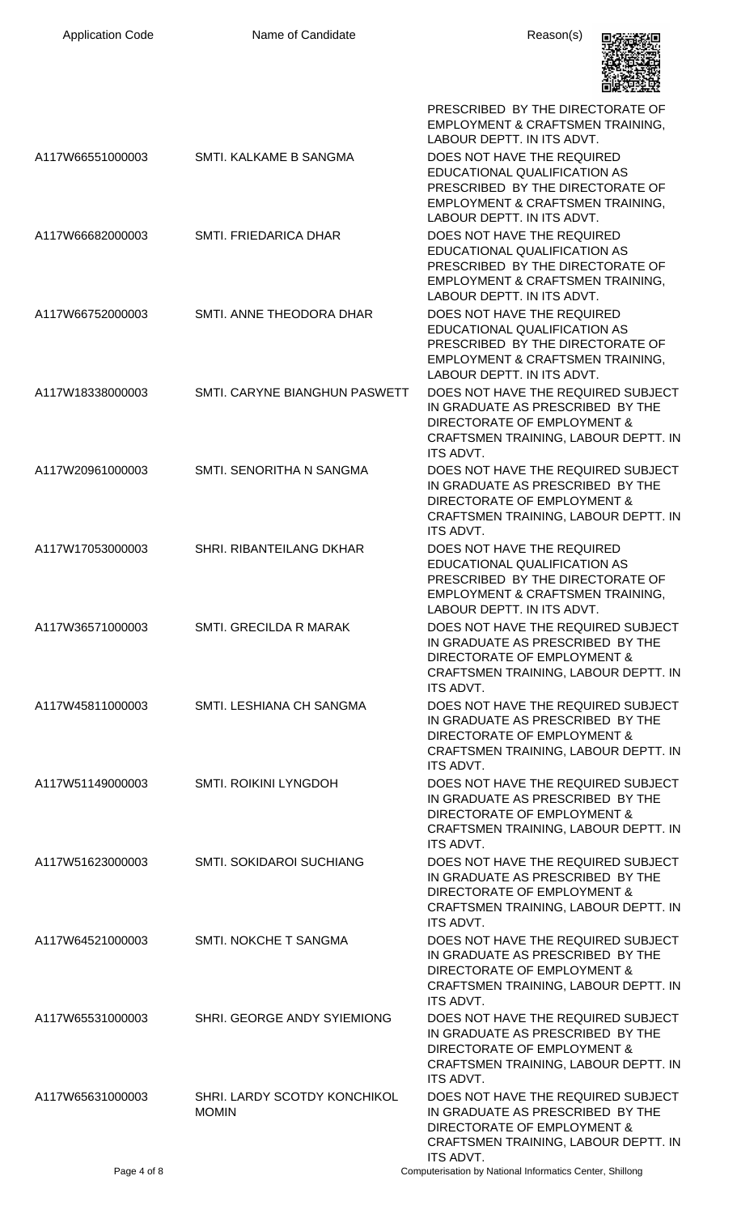| Application Code | Name of Candidate | Reason(s) |
| --- | --- | --- |
| | | PRESCRIBED BY THE DIRECTORATE OF EMPLOYMENT & CRAFTSMEN TRAINING, LABOUR DEPTT. IN ITS ADVT. |
| A117W66551000003 | SMTI. KALKAME B SANGMA | DOES NOT HAVE THE REQUIRED EDUCATIONAL QUALIFICATION AS PRESCRIBED BY THE DIRECTORATE OF EMPLOYMENT & CRAFTSMEN TRAINING, LABOUR DEPTT. IN ITS ADVT. |
| A117W66682000003 | SMTI. FRIEDARICA DHAR | DOES NOT HAVE THE REQUIRED EDUCATIONAL QUALIFICATION AS PRESCRIBED BY THE DIRECTORATE OF EMPLOYMENT & CRAFTSMEN TRAINING, LABOUR DEPTT. IN ITS ADVT. |
| A117W66752000003 | SMTI. ANNE THEODORA DHAR | DOES NOT HAVE THE REQUIRED EDUCATIONAL QUALIFICATION AS PRESCRIBED BY THE DIRECTORATE OF EMPLOYMENT & CRAFTSMEN TRAINING, LABOUR DEPTT. IN ITS ADVT. |
| A117W18338000003 | SMTI. CARYNE BIANGHUN PASWETT | DOES NOT HAVE THE REQUIRED SUBJECT IN GRADUATE AS PRESCRIBED BY THE DIRECTORATE OF EMPLOYMENT & CRAFTSMEN TRAINING, LABOUR DEPTT. IN ITS ADVT. |
| A117W20961000003 | SMTI. SENORITHA N SANGMA | DOES NOT HAVE THE REQUIRED SUBJECT IN GRADUATE AS PRESCRIBED BY THE DIRECTORATE OF EMPLOYMENT & CRAFTSMEN TRAINING, LABOUR DEPTT. IN ITS ADVT. |
| A117W17053000003 | SHRI. RIBANTEILANG DKHAR | DOES NOT HAVE THE REQUIRED EDUCATIONAL QUALIFICATION AS PRESCRIBED BY THE DIRECTORATE OF EMPLOYMENT & CRAFTSMEN TRAINING, LABOUR DEPTT. IN ITS ADVT. |
| A117W36571000003 | SMTI. GRECILDA R MARAK | DOES NOT HAVE THE REQUIRED SUBJECT IN GRADUATE AS PRESCRIBED BY THE DIRECTORATE OF EMPLOYMENT & CRAFTSMEN TRAINING, LABOUR DEPTT. IN ITS ADVT. |
| A117W45811000003 | SMTI. LESHIANA CH SANGMA | DOES NOT HAVE THE REQUIRED SUBJECT IN GRADUATE AS PRESCRIBED BY THE DIRECTORATE OF EMPLOYMENT & CRAFTSMEN TRAINING, LABOUR DEPTT. IN ITS ADVT. |
| A117W51149000003 | SMTI. ROIKINI LYNGDOH | DOES NOT HAVE THE REQUIRED SUBJECT IN GRADUATE AS PRESCRIBED BY THE DIRECTORATE OF EMPLOYMENT & CRAFTSMEN TRAINING, LABOUR DEPTT. IN ITS ADVT. |
| A117W51623000003 | SMTI. SOKIDAROI SUCHIANG | DOES NOT HAVE THE REQUIRED SUBJECT IN GRADUATE AS PRESCRIBED BY THE DIRECTORATE OF EMPLOYMENT & CRAFTSMEN TRAINING, LABOUR DEPTT. IN ITS ADVT. |
| A117W64521000003 | SMTI. NOKCHE T SANGMA | DOES NOT HAVE THE REQUIRED SUBJECT IN GRADUATE AS PRESCRIBED BY THE DIRECTORATE OF EMPLOYMENT & CRAFTSMEN TRAINING, LABOUR DEPTT. IN ITS ADVT. |
| A117W65531000003 | SHRI. GEORGE ANDY SYIEMIONG | DOES NOT HAVE THE REQUIRED SUBJECT IN GRADUATE AS PRESCRIBED BY THE DIRECTORATE OF EMPLOYMENT & CRAFTSMEN TRAINING, LABOUR DEPTT. IN ITS ADVT. |
| A117W65631000003 | SHRI. LARDY SCOTDY KONCHIKOL MOMIN | DOES NOT HAVE THE REQUIRED SUBJECT IN GRADUATE AS PRESCRIBED BY THE DIRECTORATE OF EMPLOYMENT & CRAFTSMEN TRAINING, LABOUR DEPTT. IN ITS ADVT. |

Computerisation by National Informatics Center, Shillong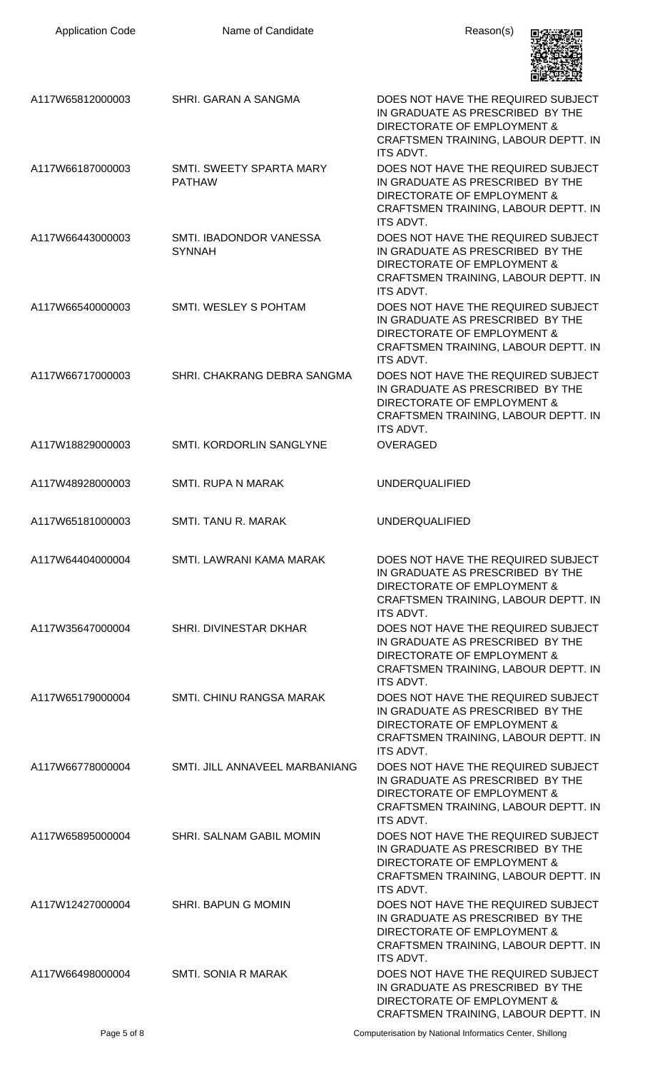| Application Code | Name of Candidate | Reason(s) |
|---|---|---|
| A117W65812000003 | SHRI. GARAN A SANGMA | DOES NOT HAVE THE REQUIRED SUBJECT IN GRADUATE AS PRESCRIBED BY THE DIRECTORATE OF EMPLOYMENT & CRAFTSMEN TRAINING, LABOUR DEPTT. IN ITS ADVT. |
| A117W66187000003 | SMTI. SWEETY SPARTA MARY PATHAW | DOES NOT HAVE THE REQUIRED SUBJECT IN GRADUATE AS PRESCRIBED BY THE DIRECTORATE OF EMPLOYMENT & CRAFTSMEN TRAINING, LABOUR DEPTT. IN ITS ADVT. |
| A117W66443000003 | SMTI. IBADONDOR VANESSA SYNNAH | DOES NOT HAVE THE REQUIRED SUBJECT IN GRADUATE AS PRESCRIBED BY THE DIRECTORATE OF EMPLOYMENT & CRAFTSMEN TRAINING, LABOUR DEPTT. IN ITS ADVT. |
| A117W66540000003 | SMTI. WESLEY S POHTAM | DOES NOT HAVE THE REQUIRED SUBJECT IN GRADUATE AS PRESCRIBED BY THE DIRECTORATE OF EMPLOYMENT & CRAFTSMEN TRAINING, LABOUR DEPTT. IN ITS ADVT. |
| A117W66717000003 | SHRI. CHAKRANG DEBRA SANGMA | DOES NOT HAVE THE REQUIRED SUBJECT IN GRADUATE AS PRESCRIBED BY THE DIRECTORATE OF EMPLOYMENT & CRAFTSMEN TRAINING, LABOUR DEPTT. IN ITS ADVT. |
| A117W18829000003 | SMTI. KORDORLIN SANGLYNE | OVERAGED |
| A117W48928000003 | SMTI. RUPA N MARAK | UNDERQUALIFIED |
| A117W65181000003 | SMTI. TANU R. MARAK | UNDERQUALIFIED |
| A117W64404000004 | SMTI. LAWRANI KAMA MARAK | DOES NOT HAVE THE REQUIRED SUBJECT IN GRADUATE AS PRESCRIBED BY THE DIRECTORATE OF EMPLOYMENT & CRAFTSMEN TRAINING, LABOUR DEPTT. IN ITS ADVT. |
| A117W35647000004 | SHRI. DIVINESTAR DKHAR | DOES NOT HAVE THE REQUIRED SUBJECT IN GRADUATE AS PRESCRIBED BY THE DIRECTORATE OF EMPLOYMENT & CRAFTSMEN TRAINING, LABOUR DEPTT. IN ITS ADVT. |
| A117W65179000004 | SMTI. CHINU RANGSA MARAK | DOES NOT HAVE THE REQUIRED SUBJECT IN GRADUATE AS PRESCRIBED BY THE DIRECTORATE OF EMPLOYMENT & CRAFTSMEN TRAINING, LABOUR DEPTT. IN ITS ADVT. |
| A117W66778000004 | SMTI. JILL ANNAVEEL MARBANIANG | DOES NOT HAVE THE REQUIRED SUBJECT IN GRADUATE AS PRESCRIBED BY THE DIRECTORATE OF EMPLOYMENT & CRAFTSMEN TRAINING, LABOUR DEPTT. IN ITS ADVT. |
| A117W65895000004 | SHRI. SALNAM GABIL MOMIN | DOES NOT HAVE THE REQUIRED SUBJECT IN GRADUATE AS PRESCRIBED BY THE DIRECTORATE OF EMPLOYMENT & CRAFTSMEN TRAINING, LABOUR DEPTT. IN ITS ADVT. |
| A117W12427000004 | SHRI. BAPUN G MOMIN | DOES NOT HAVE THE REQUIRED SUBJECT IN GRADUATE AS PRESCRIBED BY THE DIRECTORATE OF EMPLOYMENT & CRAFTSMEN TRAINING, LABOUR DEPTT. IN ITS ADVT. |
| A117W66498000004 | SMTI. SONIA R MARAK | DOES NOT HAVE THE REQUIRED SUBJECT IN GRADUATE AS PRESCRIBED BY THE DIRECTORATE OF EMPLOYMENT & CRAFTSMEN TRAINING, LABOUR DEPTT. IN |

Computerisation by National Informatics Center, Shillong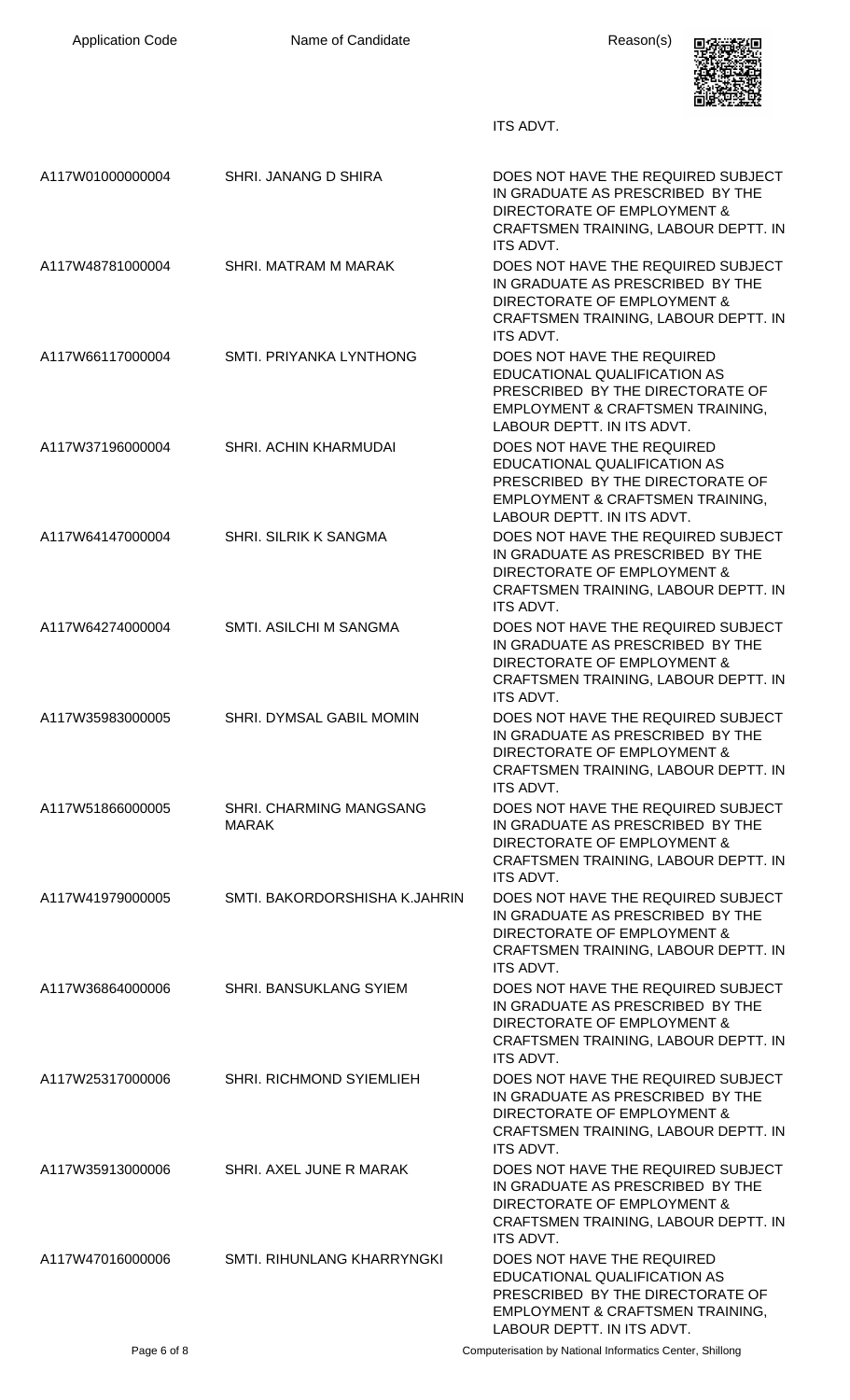| Application Code | Name of Candidate | Reason(s) |
| --- | --- | --- |
| | | ITS ADVT. |
| A117W01000000004 | SHRI. JANANG D SHIRA | DOES NOT HAVE THE REQUIRED SUBJECT IN GRADUATE AS PRESCRIBED BY THE DIRECTORATE OF EMPLOYMENT & CRAFTSMEN TRAINING, LABOUR DEPTT. IN ITS ADVT. |
| A117W48781000004 | SHRI. MATRAM M MARAK | DOES NOT HAVE THE REQUIRED SUBJECT IN GRADUATE AS PRESCRIBED BY THE DIRECTORATE OF EMPLOYMENT & CRAFTSMEN TRAINING, LABOUR DEPTT. IN ITS ADVT. |
| A117W66117000004 | SMTI. PRIYANKA LYNTHONG | DOES NOT HAVE THE REQUIRED EDUCATIONAL QUALIFICATION AS PRESCRIBED BY THE DIRECTORATE OF EMPLOYMENT & CRAFTSMEN TRAINING, LABOUR DEPTT. IN ITS ADVT. |
| A117W37196000004 | SHRI. ACHIN KHARMUDAI | DOES NOT HAVE THE REQUIRED EDUCATIONAL QUALIFICATION AS PRESCRIBED BY THE DIRECTORATE OF EMPLOYMENT & CRAFTSMEN TRAINING, LABOUR DEPTT. IN ITS ADVT. |
| A117W64147000004 | SHRI. SILRIK K SANGMA | DOES NOT HAVE THE REQUIRED SUBJECT IN GRADUATE AS PRESCRIBED BY THE DIRECTORATE OF EMPLOYMENT & CRAFTSMEN TRAINING, LABOUR DEPTT. IN ITS ADVT. |
| A117W64274000004 | SMTI. ASILCHI M SANGMA | DOES NOT HAVE THE REQUIRED SUBJECT IN GRADUATE AS PRESCRIBED BY THE DIRECTORATE OF EMPLOYMENT & CRAFTSMEN TRAINING, LABOUR DEPTT. IN ITS ADVT. |
| A117W35983000005 | SHRI. DYMSAL GABIL MOMIN | DOES NOT HAVE THE REQUIRED SUBJECT IN GRADUATE AS PRESCRIBED BY THE DIRECTORATE OF EMPLOYMENT & CRAFTSMEN TRAINING, LABOUR DEPTT. IN ITS ADVT. |
| A117W51866000005 | SHRI. CHARMING MANGSANG MARAK | DOES NOT HAVE THE REQUIRED SUBJECT IN GRADUATE AS PRESCRIBED BY THE DIRECTORATE OF EMPLOYMENT & CRAFTSMEN TRAINING, LABOUR DEPTT. IN ITS ADVT. |
| A117W41979000005 | SMTI. BAKORDORSHISHA K.JAHRIN | DOES NOT HAVE THE REQUIRED SUBJECT IN GRADUATE AS PRESCRIBED BY THE DIRECTORATE OF EMPLOYMENT & CRAFTSMEN TRAINING, LABOUR DEPTT. IN ITS ADVT. |
| A117W36864000006 | SHRI. BANSUKLANG SYIEM | DOES NOT HAVE THE REQUIRED SUBJECT IN GRADUATE AS PRESCRIBED BY THE DIRECTORATE OF EMPLOYMENT & CRAFTSMEN TRAINING, LABOUR DEPTT. IN ITS ADVT. |
| A117W25317000006 | SHRI. RICHMOND SYIEMLIEH | DOES NOT HAVE THE REQUIRED SUBJECT IN GRADUATE AS PRESCRIBED BY THE DIRECTORATE OF EMPLOYMENT & CRAFTSMEN TRAINING, LABOUR DEPTT. IN ITS ADVT. |
| A117W35913000006 | SHRI. AXEL JUNE R MARAK | DOES NOT HAVE THE REQUIRED SUBJECT IN GRADUATE AS PRESCRIBED BY THE DIRECTORATE OF EMPLOYMENT & CRAFTSMEN TRAINING, LABOUR DEPTT. IN ITS ADVT. |
| A117W47016000006 | SMTI. RIHUNLANG KHARRYNGKI | DOES NOT HAVE THE REQUIRED EDUCATIONAL QUALIFICATION AS PRESCRIBED BY THE DIRECTORATE OF EMPLOYMENT & CRAFTSMEN TRAINING, LABOUR DEPTT. IN ITS ADVT. |

Computerisation by National Informatics Center, Shillong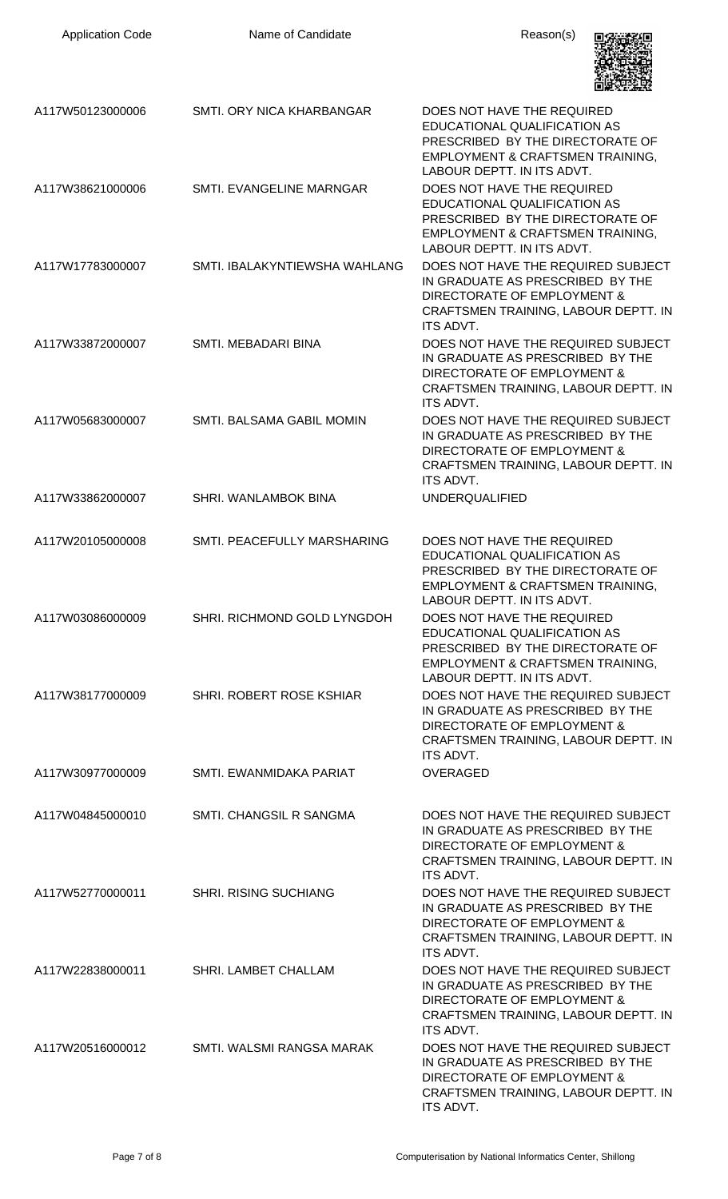| Application Code | Name of Candidate | Reason(s) |
|---|---|---|
| A117W50123000006 | SMTI. ORY NICA KHARBANGAR | DOES NOT HAVE THE REQUIRED EDUCATIONAL QUALIFICATION AS PRESCRIBED BY THE DIRECTORATE OF EMPLOYMENT & CRAFTSMEN TRAINING, LABOUR DEPTT. IN ITS ADVT. |
| A117W38621000006 | SMTI. EVANGELINE MARNGAR | DOES NOT HAVE THE REQUIRED EDUCATIONAL QUALIFICATION AS PRESCRIBED BY THE DIRECTORATE OF EMPLOYMENT & CRAFTSMEN TRAINING, LABOUR DEPTT. IN ITS ADVT. |
| A117W17783000007 | SMTI. IBALAKYNTIEWSHA WAHLANG | DOES NOT HAVE THE REQUIRED SUBJECT IN GRADUATE AS PRESCRIBED BY THE DIRECTORATE OF EMPLOYMENT & CRAFTSMEN TRAINING, LABOUR DEPTT. IN ITS ADVT. |
| A117W33872000007 | SMTI. MEBADARI BINA | DOES NOT HAVE THE REQUIRED SUBJECT IN GRADUATE AS PRESCRIBED BY THE DIRECTORATE OF EMPLOYMENT & CRAFTSMEN TRAINING, LABOUR DEPTT. IN ITS ADVT. |
| A117W05683000007 | SMTI. BALSAMA GABIL MOMIN | DOES NOT HAVE THE REQUIRED SUBJECT IN GRADUATE AS PRESCRIBED BY THE DIRECTORATE OF EMPLOYMENT & CRAFTSMEN TRAINING, LABOUR DEPTT. IN ITS ADVT. |
| A117W33862000007 | SHRI. WANLAMBOK BINA | UNDERQUALIFIED |
| A117W20105000008 | SMTI. PEACEFULLY MARSHARING | DOES NOT HAVE THE REQUIRED EDUCATIONAL QUALIFICATION AS PRESCRIBED BY THE DIRECTORATE OF EMPLOYMENT & CRAFTSMEN TRAINING, LABOUR DEPTT. IN ITS ADVT. |
| A117W03086000009 | SHRI. RICHMOND GOLD LYNGDOH | DOES NOT HAVE THE REQUIRED EDUCATIONAL QUALIFICATION AS PRESCRIBED BY THE DIRECTORATE OF EMPLOYMENT & CRAFTSMEN TRAINING, LABOUR DEPTT. IN ITS ADVT. |
| A117W38177000009 | SHRI. ROBERT ROSE KSHIAR | DOES NOT HAVE THE REQUIRED SUBJECT IN GRADUATE AS PRESCRIBED BY THE DIRECTORATE OF EMPLOYMENT & CRAFTSMEN TRAINING, LABOUR DEPTT. IN ITS ADVT. |
| A117W30977000009 | SMTI. EWANMIDAKA PARIAT | OVERAGED |
| A117W04845000010 | SMTI. CHANGSIL R SANGMA | DOES NOT HAVE THE REQUIRED SUBJECT IN GRADUATE AS PRESCRIBED BY THE DIRECTORATE OF EMPLOYMENT & CRAFTSMEN TRAINING, LABOUR DEPTT. IN ITS ADVT. |
| A117W52770000011 | SHRI. RISING SUCHIANG | DOES NOT HAVE THE REQUIRED SUBJECT IN GRADUATE AS PRESCRIBED BY THE DIRECTORATE OF EMPLOYMENT & CRAFTSMEN TRAINING, LABOUR DEPTT. IN ITS ADVT. |
| A117W22838000011 | SHRI. LAMBET CHALLAM | DOES NOT HAVE THE REQUIRED SUBJECT IN GRADUATE AS PRESCRIBED BY THE DIRECTORATE OF EMPLOYMENT & CRAFTSMEN TRAINING, LABOUR DEPTT. IN ITS ADVT. |
| A117W20516000012 | SMTI. WALSMI RANGSA MARAK | DOES NOT HAVE THE REQUIRED SUBJECT IN GRADUATE AS PRESCRIBED BY THE DIRECTORATE OF EMPLOYMENT & CRAFTSMEN TRAINING, LABOUR DEPTT. IN ITS ADVT. |

Computerisation by National Informatics Center, Shillong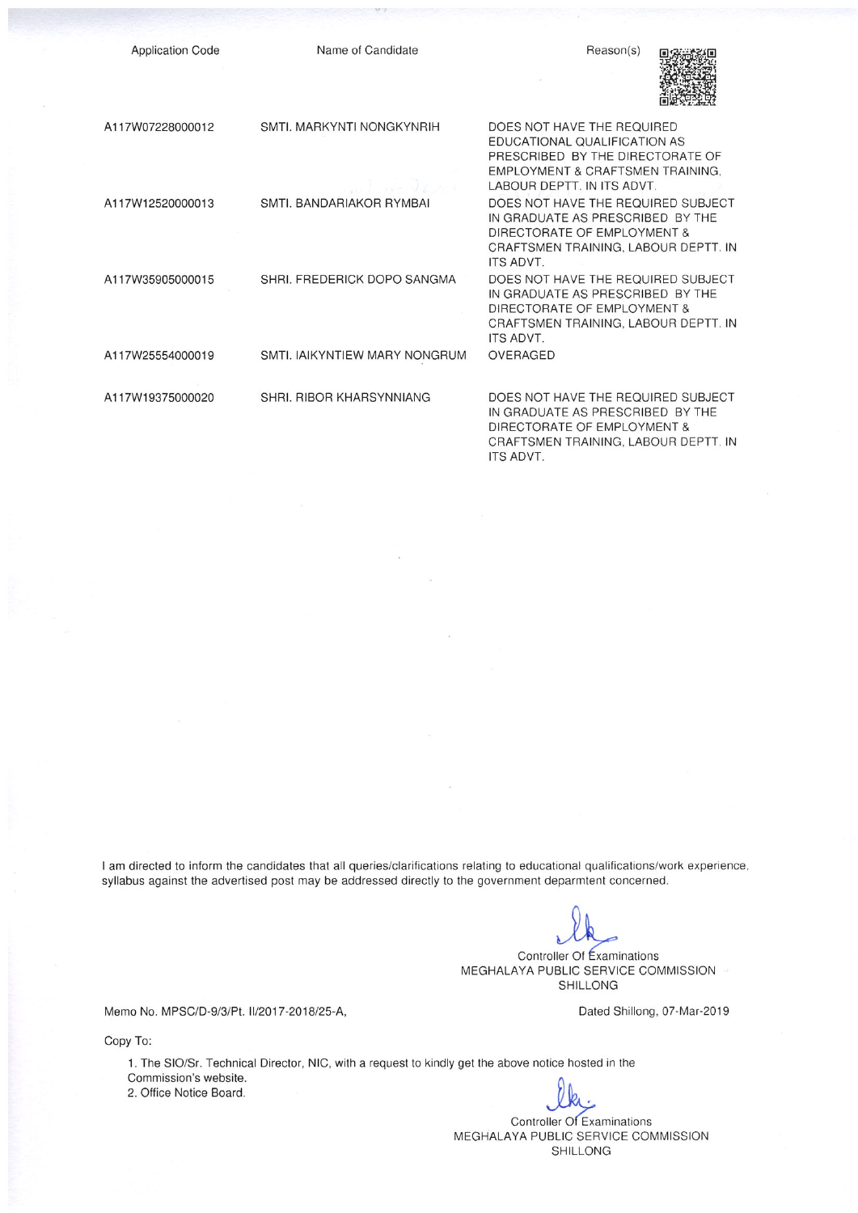| Application Code | Name of Candidate | Reason(s) |
| --- | --- | --- |
| A117W07228000012 | SMTI. MARKYNTI NONGKYNRIH | DOES NOT HAVE THE REQUIRED EDUCATIONAL QUALIFICATION AS PRESCRIBED BY THE DIRECTORATE OF EMPLOYMENT & CRAFTSMEN TRAINING, LABOUR DEPTT. IN ITS ADVT. |
| A117W12520000013 | SMTI. BANDARIAKOR RYMBAI | DOES NOT HAVE THE REQUIRED SUBJECT IN GRADUATE AS PRESCRIBED BY THE DIRECTORATE OF EMPLOYMENT & CRAFTSMEN TRAINING, LABOUR DEPTT. IN ITS ADVT. |
| A117W35905000015 | SHRI. FREDERICK DOPO SANGMA | DOES NOT HAVE THE REQUIRED SUBJECT IN GRADUATE AS PRESCRIBED BY THE DIRECTORATE OF EMPLOYMENT & CRAFTSMEN TRAINING, LABOUR DEPTT. IN ITS ADVT. |
| A117W25554000019 | SMTI. IAIKYNTIEW MARY NONGRUM | OVERAGED |
| A117W19375000020 | SHRI. RIBOR KHARSYNNIANG | DOES NOT HAVE THE REQUIRED SUBJECT IN GRADUATE AS PRESCRIBED BY THE DIRECTORATE OF EMPLOYMENT & CRAFTSMEN TRAINING, LABOUR DEPTT. IN ITS ADVT. |

I am directed to inform the candidates that all queries/clarifications relating to educational qualifications/work experience, syllabus against the advertised post may be addressed directly to the government deparmtent concerned.

Controller Of Examinations
MEGHALAYA PUBLIC SERVICE COMMISSION
SHILLONG

Memo No. MPSC/D-9/3/Pt. II/2017-2018/25-A,

Dated Shillong, 07-Mar-2019

Copy To:

1. The SIO/Sr. Technical Director, NIC, with a request to kindly get the above notice hosted in the Commission's website.
2. Office Notice Board.

Controller Of Examinations
MEGHALAYA PUBLIC SERVICE COMMISSION
SHILLONG